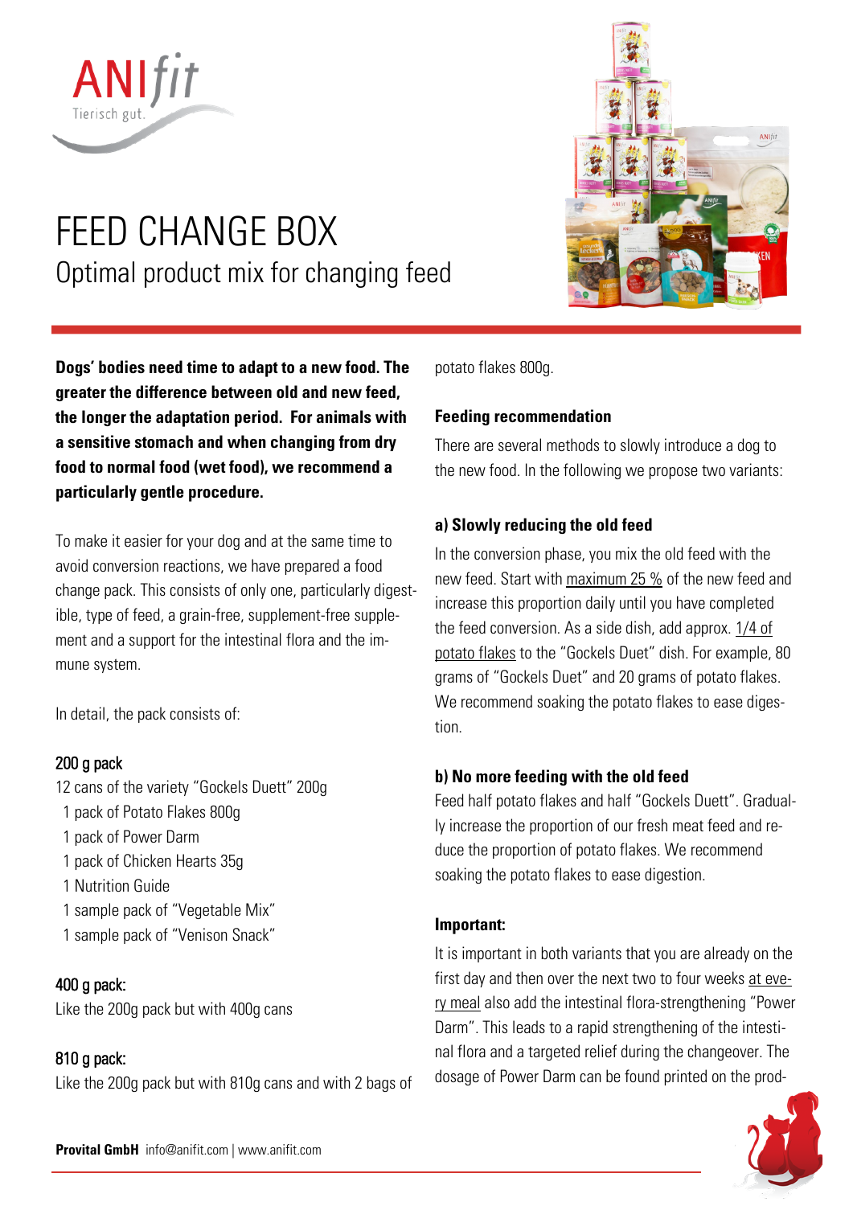# FEED CHANGE BOX

## Optimal product mix for changing feed

**Dogs' bodies need time to adapt to a new food. The greater the difference between old and new feed, the longer the adaptation period. For animals with a sensitive stomach and when changing from dry food to normal food (wet food), we recommend a particularly gentle procedure.**

To make it easier for your dog and at the same time to avoid conversion reactions, we have prepared a food change pack. This consists of only one, particularly digestible, type of feed, a grain-free, supplement-free supplement and a support for the intestinal flora and the immune system.

In detail, the pack consists of:

**200 g pack**

12 cans of the variety "Gockels Duett" 200g
1 pack of Potato Flakes 800g
1 pack of Power Darm
1 pack of Chicken Hearts 35g
1 Nutrition Guide
1 sample pack of "Vegetable Mix"
1 sample pack of "Venison Snack"

**400 g pack:**

Like the 200g pack but with 400g cans

**810 g pack:**

Like the 200g pack but with 810g cans and with 2 bags of potato flakes 800g.

### Feeding recommendation

There are several methods to slowly introduce a dog to the new food. In the following we propose two variants:

#### a) Slowly reducing the old feed

In the conversion phase, you mix the old feed with the new feed. Start with maximum 25 % of the new feed and increase this proportion daily until you have completed the feed conversion. As a side dish, add approx. 1/4 of potato flakes to the "Gockels Duet" dish. For example, 80 grams of "Gockels Duet" and 20 grams of potato flakes. We recommend soaking the potato flakes to ease digestion.

#### b) No more feeding with the old feed

Feed half potato flakes and half "Gockels Duett". Gradually increase the proportion of our fresh meat feed and reduce the proportion of potato flakes. We recommend soaking the potato flakes to ease digestion.

#### Important:

It is important in both variants that you are already on the first day and then over the next two to four weeks at every meal also add the intestinal flora-strengthening "Power Darm". This leads to a rapid strengthening of the intestinal flora and a targeted relief during the changeover. The dosage of Power Darm can be found printed on the prod-

**Provital GmbH** info@anifit.com | www.anifit.com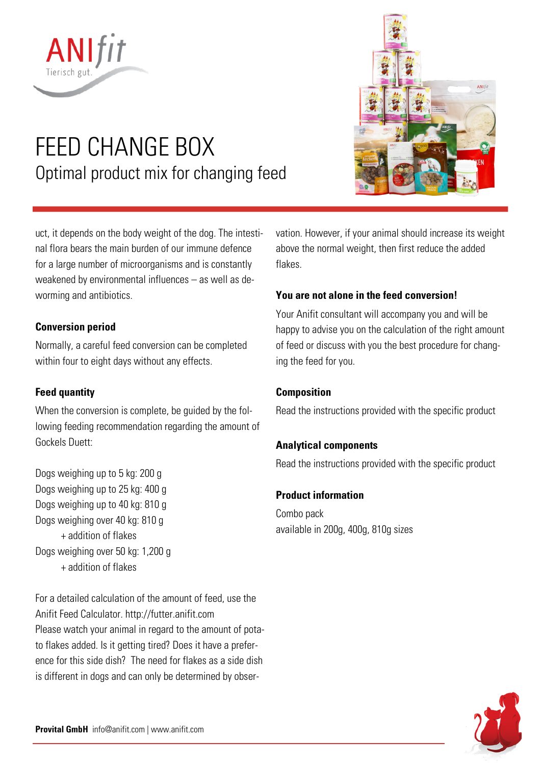# FEED CHANGE BOX

## Optimal product mix for changing feed

uct, it depends on the body weight of the dog. The intestinal flora bears the main burden of our immune defence for a large number of microorganisms and is constantly weakened by environmental influences – as well as deworming and antibiotics.

### Conversion period

Normally, a careful feed conversion can be completed within four to eight days without any effects.

### Feed quantity

When the conversion is complete, be guided by the following feeding recommendation regarding the amount of Gockels Duett:

Dogs weighing up to 5 kg: 200 g
Dogs weighing up to 25 kg: 400 g
Dogs weighing up to 40 kg: 810 g
Dogs weighing over 40 kg: 810 g
+ addition of flakes
Dogs weighing over 50 kg: 1,200 g
+ addition of flakes

For a detailed calculation of the amount of feed, use the Anifit Feed Calculator. http://futter.anifit.com
Please watch your animal in regard to the amount of potato flakes added. Is it getting tired? Does it have a preference for this side dish? The need for flakes as a side dish is different in dogs and can only be determined by observation. However, if your animal should increase its weight above the normal weight, then first reduce the added flakes.

### You are not alone in the feed conversion!

Your Anifit consultant will accompany you and will be happy to advise you on the calculation of the right amount of feed or discuss with you the best procedure for changing the feed for you.

### Composition

Read the instructions provided with the specific product

### Analytical components

Read the instructions provided with the specific product

### Product information

Combo pack
available in 200g, 400g, 810g sizes

**Provital GmbH** info@anifit.com | www.anifit.com